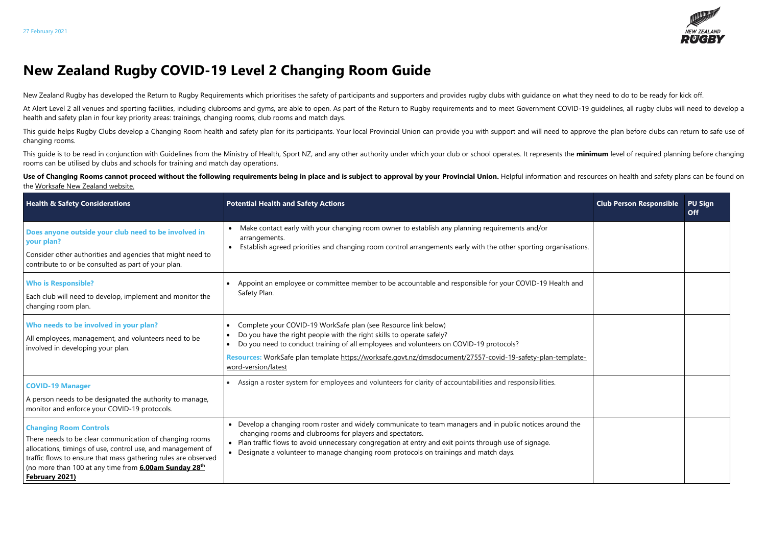27 February 2021

# New Zealand Rugby COVID-19 Level 2 Changing Room Guide

New Zealand Rugby has developed the Return to Rugby Requirements which prioritises the safety of participants and supporters and provides rugby clubs with guidance on what they need to do to be ready for kick off.

At Alert Level 2 all venues and sporting facilities, including clubrooms and gyms, are able to open. As part of the Return to Rugby requirements and to meet Government COVID-19 guidelines, all rugby clubs will need to develop a health and safety plan in four key priority areas: trainings, changing rooms, club rooms and match days.

This guide helps Rugby Clubs develop a Changing Room health and safety plan for its participants. Your local Provincial Union can provide you with support and will need to approve the plan before clubs can return to safe use of changing rooms.

This guide is to be read in conjunction with Guidelines from the Ministry of Health, Sport NZ, and any other authority under which your club or school operates. It represents the **minimum** level of required planning before changing rooms can be utilised by clubs and schools for training and match day operations.

**Use of Changing Rooms cannot proceed without the following requirements being in place and is subject to approval by your Provincial Union.** Helpful information and resources on health and safety plans can be found on the Worksafe New Zealand website.

| Health & Safety Considerations | Potential Health and Safety Actions | Club Person Responsible | PU Sign Off |
|---|---|---|---|
| **Does anyone outside your club need to be involved in your plan?**<br>Consider other authorities and agencies that might need to contribute to or be consulted as part of your plan. | • Make contact early with your changing room owner to establish any planning requirements and/or arrangements.<br>• Establish agreed priorities and changing room control arrangements early with the other sporting organisations. | | |
| **Who is Responsible?**<br>Each club will need to develop, implement and monitor the changing room plan. | • Appoint an employee or committee member to be accountable and responsible for your COVID-19 Health and Safety Plan. | | |
| **Who needs to be involved in your plan?**<br>All employees, management, and volunteers need to be involved in developing your plan. | • Complete your COVID-19 WorkSafe plan (see Resource link below)<br>• Do you have the right people with the right skills to operate safely?<br>• Do you need to conduct training of all employees and volunteers on COVID-19 protocols?<br>**Resources:** WorkSafe plan template https://worksafe.govt.nz/dmsdocument/27557-covid-19-safety-plan-template-word-version/latest | | |
| **COVID-19 Manager**<br>A person needs to be designated the authority to manage, monitor and enforce your COVID-19 protocols. | • Assign a roster system for employees and volunteers for clarity of accountabilities and responsibilities. | | |
| **Changing Room Controls**<br>There needs to be clear communication of changing rooms allocations, timings of use, control use, and management of traffic flows to ensure that mass gathering rules are observed (no more than 100 at any time from **6.00am Sunday 28th February 2021)** | • Develop a changing room roster and widely communicate to team managers and in public notices around the changing rooms and clubrooms for players and spectators.<br>• Plan traffic flows to avoid unnecessary congregation at entry and exit points through use of signage.<br>• Designate a volunteer to manage changing room protocols on trainings and match days. | | |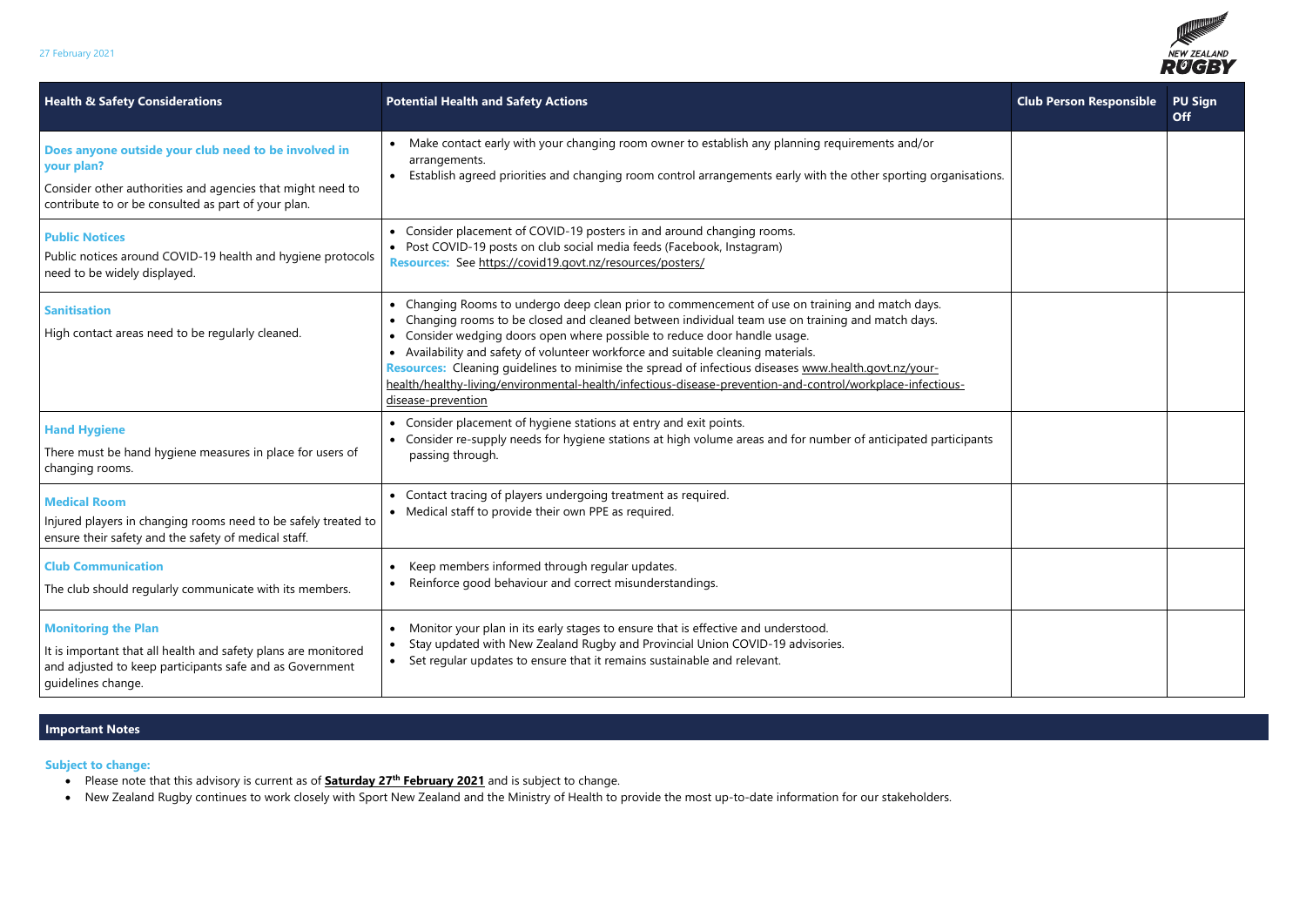| Health & Safety Considerations | Potential Health and Safety Actions | Club Person Responsible | PU Sign Off |
|---|---|---|---|
| **Does anyone outside your club need to be involved in your plan?**<br>Consider other authorities and agencies that might need to contribute to or be consulted as part of your plan. | • Make contact early with your changing room owner to establish any planning requirements and/or arrangements.<br>• Establish agreed priorities and changing room control arrangements early with the other sporting organisations. | | |
| **Public Notices**<br>Public notices around COVID-19 health and hygiene protocols need to be widely displayed. | • Consider placement of COVID-19 posters in and around changing rooms.<br>• Post COVID-19 posts on club social media feeds (Facebook, Instagram)<br>**Resources:** See https://covid19.govt.nz/resources/posters/ | | |
| **Sanitisation**<br>High contact areas need to be regularly cleaned. | • Changing Rooms to undergo deep clean prior to commencement of use on training and match days.<br>• Changing rooms to be closed and cleaned between individual team use on training and match days.<br>• Consider wedging doors open where possible to reduce door handle usage.<br>• Availability and safety of volunteer workforce and suitable cleaning materials.<br>**Resources:** Cleaning guidelines to minimise the spread of infectious diseases www.health.govt.nz/your-health/healthy-living/environmental-health/infectious-disease-prevention-and-control/workplace-infectious-disease-prevention | | |
| **Hand Hygiene**<br>There must be hand hygiene measures in place for users of changing rooms. | • Consider placement of hygiene stations at entry and exit points.<br>• Consider re-supply needs for hygiene stations at high volume areas and for number of anticipated participants passing through. | | |
| **Medical Room**<br>Injured players in changing rooms need to be safely treated to ensure their safety and the safety of medical staff. | • Contact tracing of players undergoing treatment as required.<br>• Medical staff to provide their own PPE as required. | | |
| **Club Communication**<br>The club should regularly communicate with its members. | • Keep members informed through regular updates.<br>• Reinforce good behaviour and correct misunderstandings. | | |
| **Monitoring the Plan**<br>It is important that all health and safety plans are monitored and adjusted to keep participants safe and as Government guidelines change. | • Monitor your plan in its early stages to ensure that is effective and understood.<br>• Stay updated with New Zealand Rugby and Provincial Union COVID-19 advisories.<br>• Set regular updates to ensure that it remains sustainable and relevant. | | |

## Important Notes

**Subject to change:**

- Please note that this advisory is current as of **Saturday 27th February 2021** and is subject to change.
- New Zealand Rugby continues to work closely with Sport New Zealand and the Ministry of Health to provide the most up-to-date information for our stakeholders.